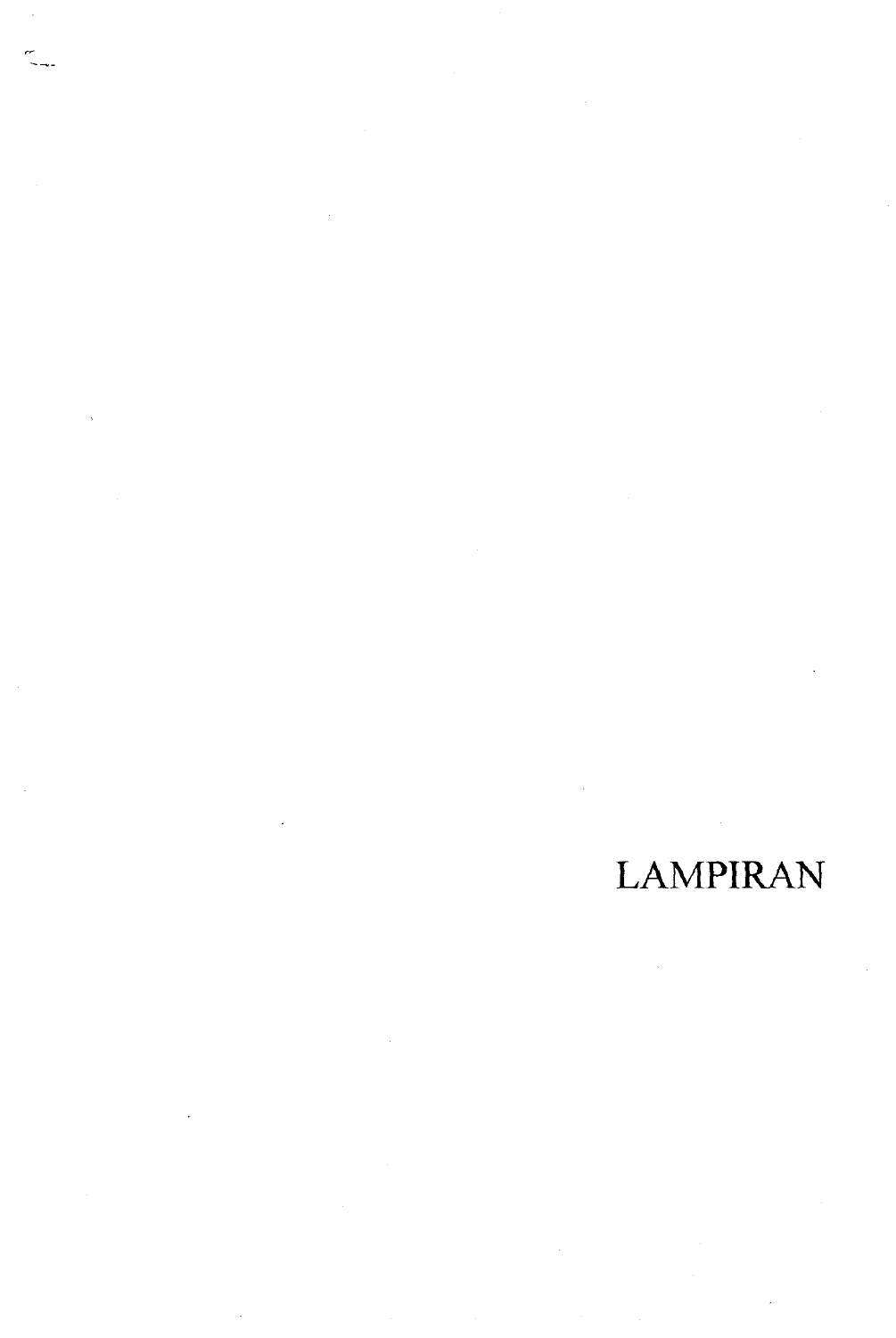# LAMPIRAN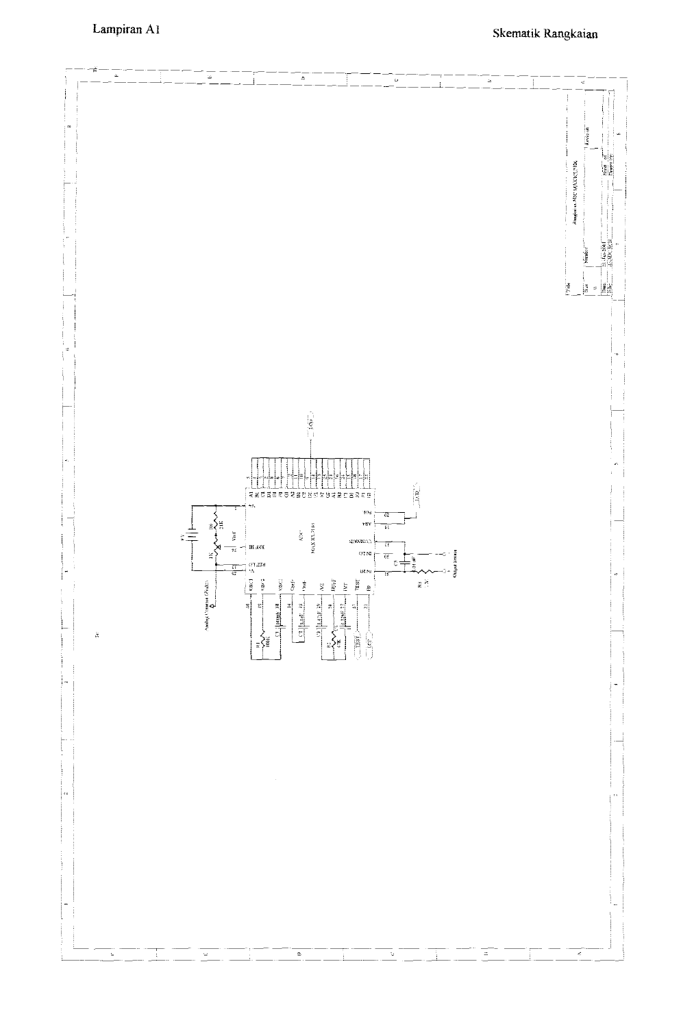Lampiran A1

Skematik Rangkaian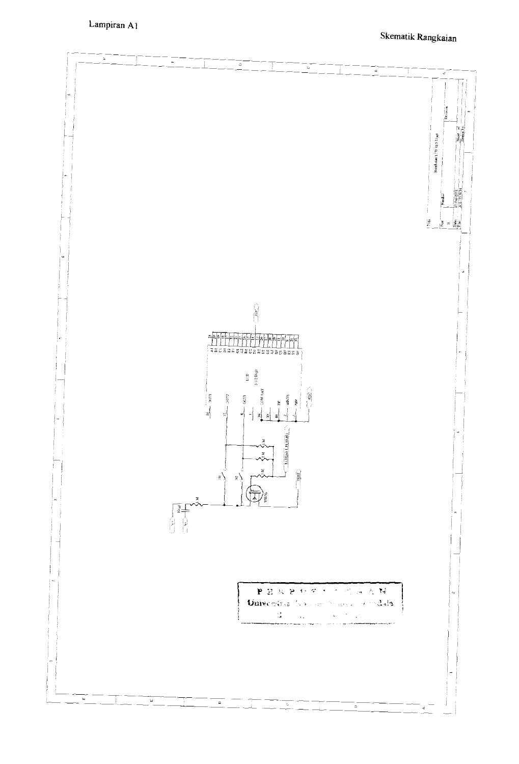Lampiran A1

Skematik Rangkaian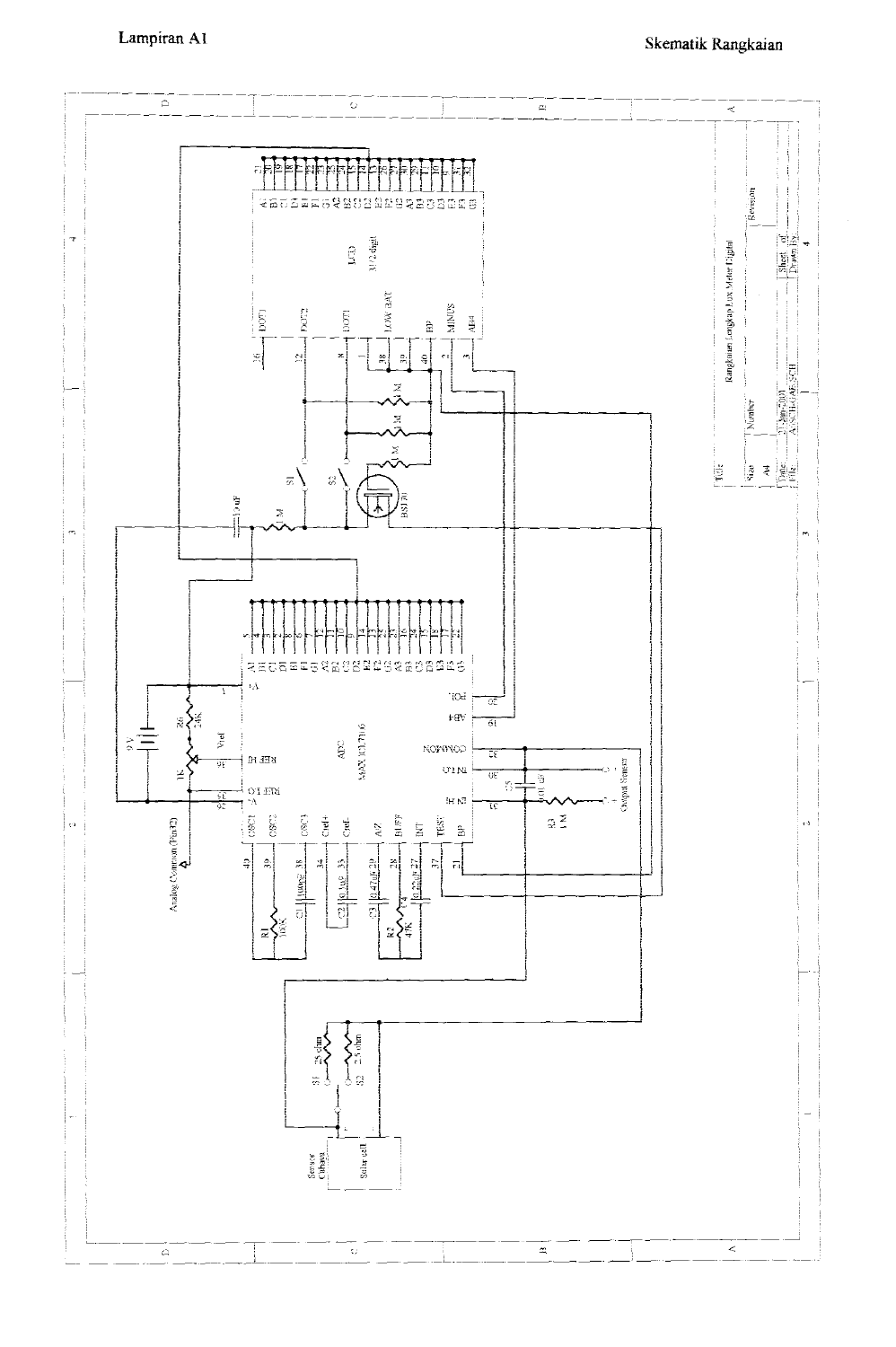Lampiran A1

# Skematik Rangkaian

| Title | Rangkaian Lengkap Lux Meter Digital | |
|---|---|---|
| Size | Number | Revision |
| A4 | | |
| Date: | 21-Jun-2001 | Sheet of |
| File: | A:\SCHLUXE.SCH | Drawn By: |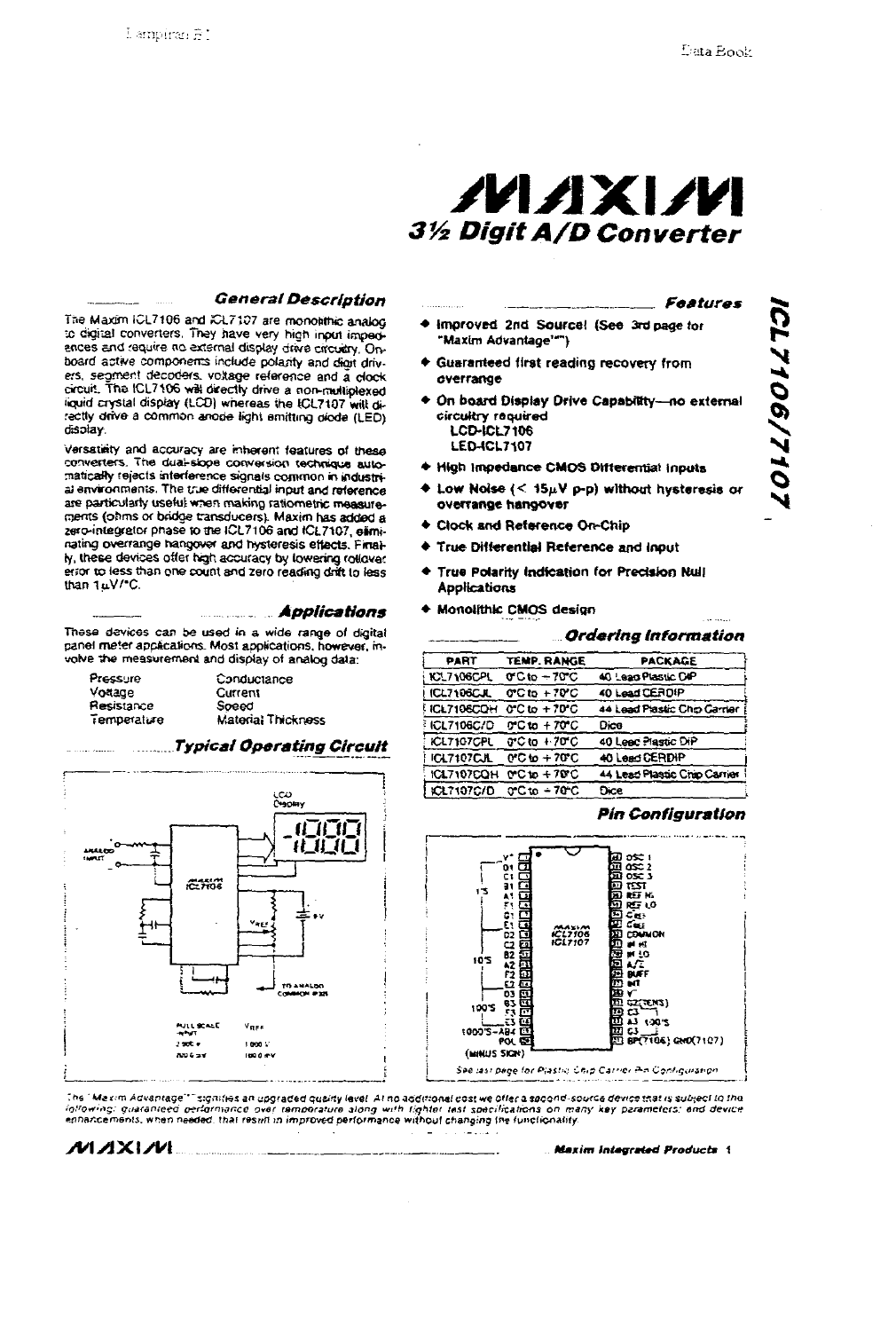# MAXIM

## 3½ Digit A/D Converter

# ICL7106/7107

### General Description

The Maxim ICL7106 and ICL7107 are monolithic analog to digital converters. They have very high input impedances and require no external display drive circuitry. On-board active components include polarity and digit drivers, segment decoders, voltage reference and a clock circuit. The ICL7106 will directly drive a non-multiplexed liquid crystal display (LCD) whereas the ICL7107 will directly drive a common anode light emitting diode (LED) display.

Versatility and accuracy are inherent features of these converters. The dual-slope conversion technique automatically rejects interference signals common in industrial environments. The true differential input and reference are particularly useful when making ratiometric measurements (ohms or bridge transducers). Maxim has added a zero-integrator phase to the ICL7106 and ICL7107, eliminating overrange hangover and hysteresis effects. Finally, these devices offer high accuracy by lowering rollover error to less than one count and zero reading drift to less than 1µV/°C.

### Applications

These devices can be used in a wide range of digital panel meter applications. Most applications, however, involve the measurement and display of analog data:

| | |
|---|---|
| Pressure | Conductance |
| Voltage | Current |
| Resistance | Speed |
| Temperature | Material Thickness |

### Typical Operating Circuit

LCD Display

ANALOG INPUT

MAXIM ICL7106

$V_{REF}$

9V

TO ANALOG COMMON #32

| FULL SCALE INPUT | $V_{REF}$ |
|---|---|
| 2.000 V | 1.000 V |
| 200.0 mV | 100.0 mV |

### Features

- ♦ Improved 2nd Source! (See 3rd page for "Maxim Advantage™")
- ♦ Guaranteed first reading recovery from overrange
- ♦ On board Display Drive Capability—no external circuitry required
  - LCD-ICL7106
  - LED-ICL7107
- ♦ High Impedance CMOS Differential Inputs
- ♦ Low Noise (< 15µV p-p) without hysteresis or overrange hangover
- ♦ Clock and Reference On-Chip
- ♦ True Differential Reference and Input
- ♦ True Polarity Indication for Precision Null Applications
- ♦ Monolithic CMOS design

### Ordering Information

| PART | TEMP. RANGE | PACKAGE |
|---|---|---|
| ICL7106CPL | 0°C to +70°C | 40 Lead Plastic DIP |
| ICL7106CJL | 0°C to +70°C | 40 Lead CERDIP |
| ICL7106CQH | 0°C to +70°C | 44 Lead Plastic Chip Carrier |
| ICL7106C/D | 0°C to +70°C | Dice |
| ICL7107CPL | 0°C to +70°C | 40 Lead Plastic DIP |
| ICL7107CJL | 0°C to +70°C | 40 Lead CERDIP |
| ICL7107CQH | 0°C to +70°C | 44 Lead Plastic Chip Carrier |
| ICL7107C/D | 0°C to +70°C | Dice |

### Pin Configuration

V+, D1, C1, B1, A1, F1, G1, E1, D2, C2, B2, A2, F2, E2, D3, B3, F3, E3, AB4, POL

1'S, 10'S, 100'S, 1000'S

(MINUS SIGN)

MAXIM ICL7106 ICL7107

OSC 1, OSC 2, OSC 3, TEST, REF HI, REF LO, $C_{REF}$, $C_{REF}$, COMMON, IN HI, IN LO, A/Z, BUFF, INT, V−, G2 (TENS), C3, A3 100'S, G3, BP(7106) GND(7107)

*See last page for Plastic Chip Carrier Pin Configuration*

*The "Maxim Advantage™" signifies an upgraded quality level. At no additional cost we offer a second-source device that is subject to the following: guaranteed performance over temperature along with tighter test specifications on many key parameters; and device enhancements, when needed, that result in improved performance without changing the functionality.*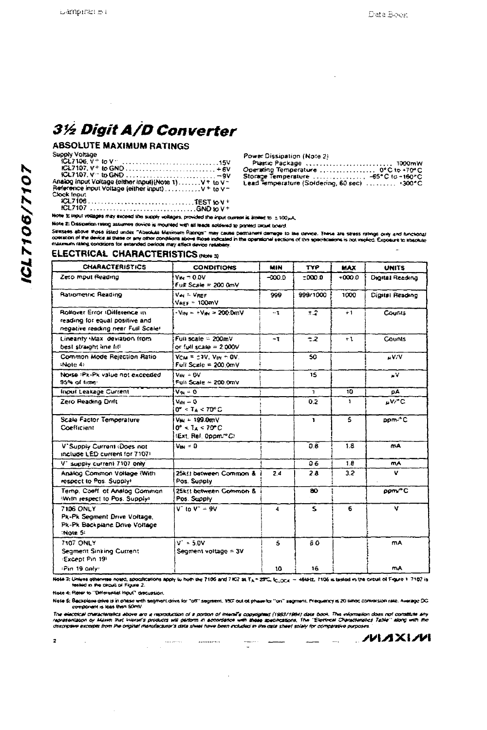# 3½ Digit A/D Converter

## ABSOLUTE MAXIMUM RATINGS

Supply Voltage
- ICL7106, $V^+$ to $V^-$ .............................. 15V
- ICL7107, $V^+$ to GND .............................. +6V
- ICL7107, $V^-$ to GND .............................. −9V

Analog Input Voltage (either input)(Note 1) ....... $V^+$ to $V^-$
Reference Input Voltage (either input) ........... $V^+$ to $V^-$
Clock Input
- ICL7106 ................................ TEST to $V^+$
- ICL7107 ................................ GND to $V^+$

Power Dissipation (Note 2)
- Plastic Package .......................... 1000mW

Operating Temperature ................. 0°C to +70°C
Storage Temperature ................ −65°C to +160°C
Lead Temperature (Soldering, 60 sec) ......... +300°C

Note 1: Input voltages may exceed the supply voltages, provided the input current is limited to ±100μA.

Note 2: Dissipation rating assumes device is mounted with all leads soldered to printed circuit board.

Stresses above those listed under "Absolute Maximum Ratings" may cause permanent damage to the device. These are stress ratings only and functional operation of the device at these or any other conditions above those indicated in the operational sections of the specifications is not implied. Exposure to absolute maximum rating conditions for extended periods may affect device reliability.

## ELECTRICAL CHARACTERISTICS (Note 3)

| CHARACTERISTICS | CONDITIONS | MIN | TYP | MAX | UNITS |
|---|---|---|---|---|---|
| Zero Input Reading | $V_{IN}$ = 0.0V<br>Full Scale = 200.0mV | −000.0 | ±000.0 | +000.0 | Digital Reading |
| Ratiometric Reading | $V_{IN}$ = $V_{REF}$<br>$V_{REF}$ = 100mV | 999 | 999/1000 | 1000 | Digital Reading |
| Rollover Error (Difference in reading for equal positive and negative reading near Full Scale) | $-V_{IN}$ = $+V_{IN}$ ≈ 200.0mV | −1 | ±.2 | +1 | Counts |
| Linearity (Max. deviation from best straight line fit) | Full scale = 200mV<br>or full scale = 2.000V | −1 | ±.2 | +1 | Counts |
| Common Mode Rejection Ratio (Note 4) | $V_{CM}$ = ±1V, $V_{IN}$ = 0V,<br>Full Scale = 200.0mV | | 50 | | μV/V |
| Noise (Pk-Pk value not exceeded 95% of time) | $V_{IN}$ = 0V<br>Full Scale = 200.0mV | | 15 | | μV |
| Input Leakage Current | $V_{IN}$ = 0 | | 1 | 10 | pA |
| Zero Reading Drift | $V_{IN}$ = 0<br>0° < $T_A$ < 70°C | | 0.2 | 1 | μV/°C |
| Scale Factor Temperature Coefficient | $V_{IN}$ = 199.0mV<br>0° < $T_A$ < 70°C<br>(Ext. Ref. 0ppm/°C) | | 1 | 5 | ppm/°C |
| $V^+$ Supply Current (Does not include LED current for 7107) | $V_{IN}$ = 0 | | 0.8 | 1.8 | mA |
| $V^-$ supply current 7107 only | | | 0.6 | 1.8 | mA |
| Analog Common Voltage (With respect to Pos. Supply) | 25kΩ between Common & Pos. Supply | 2.4 | 2.8 | 3.2 | V |
| Temp. Coeff. of Analog Common (With respect to Pos. Supply) | 25kΩ between Common & Pos. Supply | | 80 | | ppm/°C |
| 7106 ONLY<br>Pk-Pk Segment Drive Voltage,<br>Pk-Pk Backplane Drive Voltage (Note 5) | $V^+$ to $V^-$ = 9V | 4 | 5 | 6 | V |
| 7107 ONLY<br>Segment Sinking Current<br>(Except Pin 19) | $V^+$ = 5.0V<br>Segment voltage = 3V | 5 | 8.0 | | mA |
| (Pin 19 only) | | 10 | 16 | | mA |

Note 3: Unless otherwise noted, specifications apply to both the 7106 and 7107 at $T_A$ = 25°C, $f_{CLOCK}$ = 48kHz. 7106 is tested in the circuit of Figure 1. 7107 is tested in the circuit of Figure 2.

Note 4: Refer to "Differential Input" discussion.

Note 5: Backplane drive is in phase with segment drive for "off" segment, 180° out of phase for "on" segment. Frequency is 20 times conversion rate. Average DC component is less than 50mV.

*The electrical characteristics above are a reproduction of a portion of Intersil's copyrighted (1983/1984) data book. This information does not constitute any representation by Maxim that Intersil's products will perform in accordance with these specifications. The "Electrical Characteristics Table" along with the descriptive excerpts from the original manufacturer's data sheet have been included in this data sheet solely for comparative purposes.*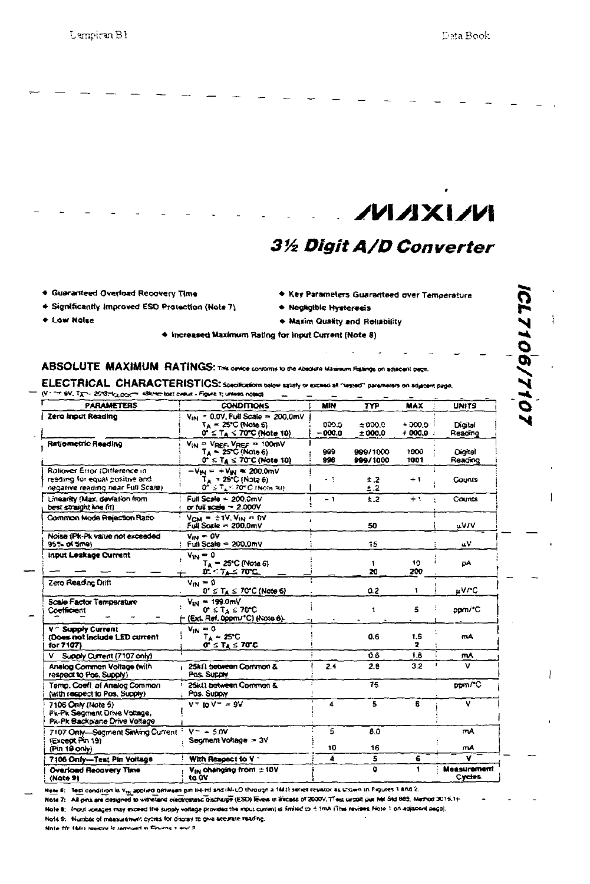# MAXIM

## 3½ Digit A/D Converter

**ICL7106/7107**

- Guaranteed Overload Recovery Time
- Significantly Improved ESD Protection (Note 7)
- Low Noise
- Key Parameters Guaranteed over Temperature
- Negligible Hysteresis
- Maxim Quality and Reliability
- Increased Maximum Rating for Input Current (Note 8)

## ABSOLUTE MAXIMUM RATINGS: This device conforms to the Absolute Maximum Ratings on adjacent page.

## ELECTRICAL CHARACTERISTICS: Specifications below satisfy or exceed all "tested" parameters on adjacent page.

($V^+ = 9V$, $T_A = 25°C$, $f_{CLOCK} = 48kHz$ test circuit - Figure 1; unless noted)

| PARAMETERS | CONDITIONS | MIN | TYP | MAX | UNITS |
|---|---|---|---|---|---|
| Zero Input Reading | $V_{IN}$ = 0.0V, Full Scale = 200.0mV<br>$T_A$ = 25°C (Note 6)<br>0° ≤ $T_A$ ≤ 70°C (Note 10) | 000.0<br>−000.0 | ±000.0<br>±000.0 | +000.0<br>+000.0 | Digital Reading |
| Ratiometric Reading | $V_{IN}$ = $V_{REF}$, $V_{REF}$ = 100mV<br>$T_A$ = 25°C (Note 6)<br>0° ≤ $T_A$ ≤ 70°C (Note 10) | 999<br>998 | 999/1000<br>999/1000 | 1000<br>1001 | Digital Reading |
| Rollover Error (Difference in reading for equal positive and negative reading near Full Scale) | $-V_{IN}$ = $+V_{IN}$ ≈ 200.0mV<br>$T_A$ = 25°C (Note 6)<br>0° ≤ $T_A$ ≤ 70°C (Note 10) | −1 | ±.2<br>±.2 | +1 | Counts |
| Linearity (Max. deviation from best straight line fit) | Full Scale = 200.0mV<br>or full scale = 2.000V | −1 | ±.2 | +1 | Counts |
| Common Mode Rejection Ratio | $V_{CM}$ = ±1V, $V_{IN}$ = 0V<br>Full Scale = 200.0mV | | 50 | | µV/V |
| Noise (Pk-Pk value not exceeded 95% of time) | $V_{IN}$ = 0V<br>Full Scale = 200.0mV | | 15 | | µV |
| Input Leakage Current | $V_{IN}$ = 0<br>$T_A$ = 25°C (Note 6)<br>0° ≤ $T_A$ ≤ 70°C | | 1<br>20 | 10<br>200 | pA |
| Zero Reading Drift | $V_{IN}$ = 0<br>0° ≤ $T_A$ ≤ 70°C (Note 6) | | 0.2 | 1 | µV/°C |
| Scale Factor Temperature Coefficient | $V_{IN}$ = 199.0mV<br>0° ≤ $T_A$ ≤ 70°C<br>(Ext. Ref. 0ppm/°C) (Note 6) | | 1 | 5 | ppm/°C |
| $V^+$ Supply Current (Does not include LED current for 7107) | $V_{IN}$ = 0<br>$T_A$ = 25°C<br>0° ≤ $T_A$ ≤ 70°C | | 0.6 | 1.8<br>2 | mA |
| $V^-$ Supply Current (7107 only) | | | 0.6 | 1.8 | mA |
| Analog Common Voltage (with respect to Pos. Supply) | 25kΩ between Common & Pos. Supply | 2.4 | 2.8 | 3.2 | V |
| Temp. Coeff. of Analog Common (with respect to Pos. Supply) | 25kΩ between Common & Pos. Supply | | 75 | | ppm/°C |
| 7106 Only (Note 5)<br>Pk-Pk Segment Drive Voltage,<br>Pk-Pk Backplane Drive Voltage | $V^+$ to $V^-$ = 9V | 4 | 5 | 6 | V |
| 7107 Only—Segment Sinking Current (Except Pin 19)<br>(Pin 19 only) | $V^+$ = 5.0V<br>Segment Voltage = 3V | 5<br>10 | 8.0<br>16 | | mA<br>mA |
| 7106 Only—Test Pin Voltage | With Respect to $V^+$ | 4 | 5 | 6 | V |
| Overload Recovery Time (Note 9) | $V_{IN}$ changing from ±10V to 0V | | 0 | 1 | Measurement Cycles |

Note 6: Test condition is $V_{IN}$ applied between pin IN-HI and IN-LO through a 1MΩ series resistor as shown in Figures 1 and 2.

Note 7: All pins are designed to withstand electrostatic discharge (ESD) levels in excess of 2000V. (Test circuit per Mil Std 883, Method 3015.1)

Note 8: Input voltages may exceed the supply voltage provided the input current is limited to ±1mA (This revises Note 1 on adjacent page).

Note 9: Number of measurement cycles for display to give accurate reading.

Note 10: 1MΩ resistor is removed in Figures 1 and 2.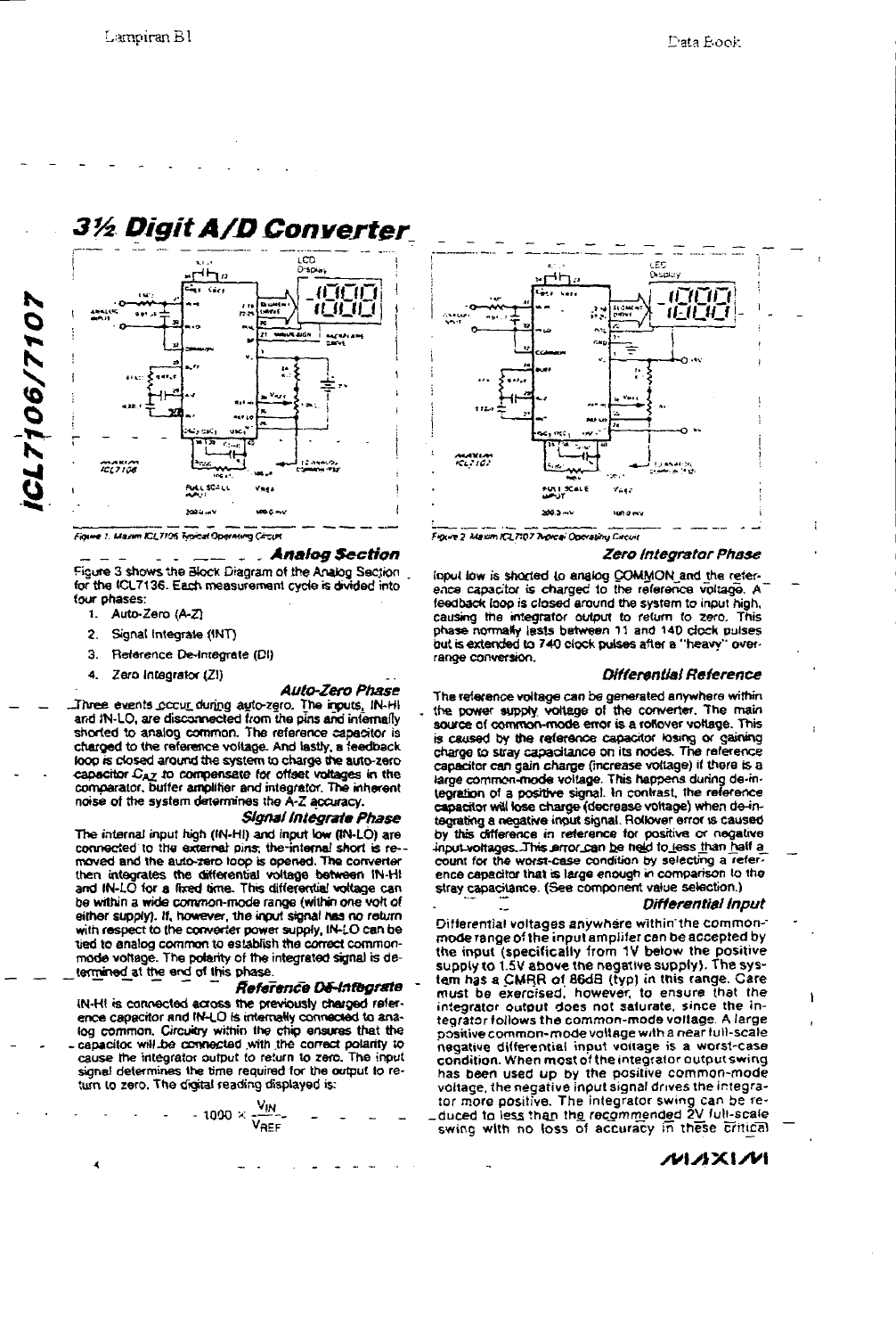# 3½ Digit A/D Converter

Figure 1. Maxim ICL7106 Typical Operating Circuit

Figure 2. Maxim ICL7107 Typical Operating Circuit

## Analog Section

Figure 3 shows the Block Diagram of the Analog Section for the ICL7136. Each measurement cycle is divided into four phases:

1. Auto-Zero (A-Z)
2. Signal Integrate (INT)
3. Reference De-Integrate (DI)
4. Zero Integrator (ZI)

### Auto-Zero Phase

Three events occur during auto-zero. The inputs, IN-HI and IN-LO, are disconnected from the pins and internally shorted to analog common. The reference capacitor is charged to the reference voltage. And lastly, a feedback loop is closed around the system to charge the auto-zero capacitor $C_{AZ}$ to compensate for offset voltages in the comparator, buffer amplifier and integrator. The inherent noise of the system determines the A-Z accuracy.

### Signal Integrate Phase

The internal input high (IN-HI) and input low (IN-LO) are connected to the external pins; the internal short is removed and the auto-zero loop is opened. The converter then integrates the differential voltage between IN-HI and IN-LO for a fixed time. This differential voltage can be within a wide common-mode range (within one volt of either supply). If, however, the input signal has no return with respect to the converter power supply, IN-LO can be tied to analog common to establish the correct common-mode voltage. The polarity of the integrated signal is determined at the end of this phase.

### Reference De-Integrate

IN-HI is connected across the previously charged reference capacitor and IN-LO is internally connected to analog common. Circuitry within the chip ensures that the capacitor will be connected with the correct polarity to cause the integrator output to return to zero. The input signal determines the time required for the output to return to zero. The digital reading displayed is:

$$1000 \times \frac{V_{IN}}{V_{REF}}$$

### Zero Integrator Phase

Input low is shorted to analog COMMON and the reference capacitor is charged to the reference voltage. A feedback loop is closed around the system to input high, causing the integrator output to return to zero. This phase normally lasts between 11 and 140 clock pulses but is extended to 740 clock pulses after a "heavy" overrange conversion.

### Differential Reference

The reference voltage can be generated anywhere within the power supply voltage of the converter. The main source of common-mode error is a rollover voltage. This is caused by the reference capacitor losing or gaining charge to stray capacitance on its nodes. The reference capacitor can gain charge (increase voltage) if there is a large common-mode voltage. This happens during de-integration of a positive signal. In contrast, the reference capacitor will lose charge (decrease voltage) when de-integrating a negative input signal. Rollover error is caused by this difference in reference for positive or negative input voltages. This error can be held to less than half a count for the worst-case condition by selecting a reference capacitor that is large enough in comparison to the stray capacitance. (See component value selection.)

### Differential Input

Differential voltages anywhere within the common-mode range of the input amplifier can be accepted by the input (specifically from 1V below the positive supply to 1.5V above the negative supply). The system has a CMRR of 86dB (typ) in this range. Care must be exercised, however, to ensure that the integrator output does not saturate, since the integrator follows the common-mode voltage. A large positive common-mode voltage with a near full-scale negative differential input voltage is a worst-case condition. When most of the integrator output swing has been used up by the positive common-mode voltage, the negative input signal drives the integrator more positive. The integrator swing can be reduced to less than the recommended 2V full-scale swing with no loss of accuracy in these critical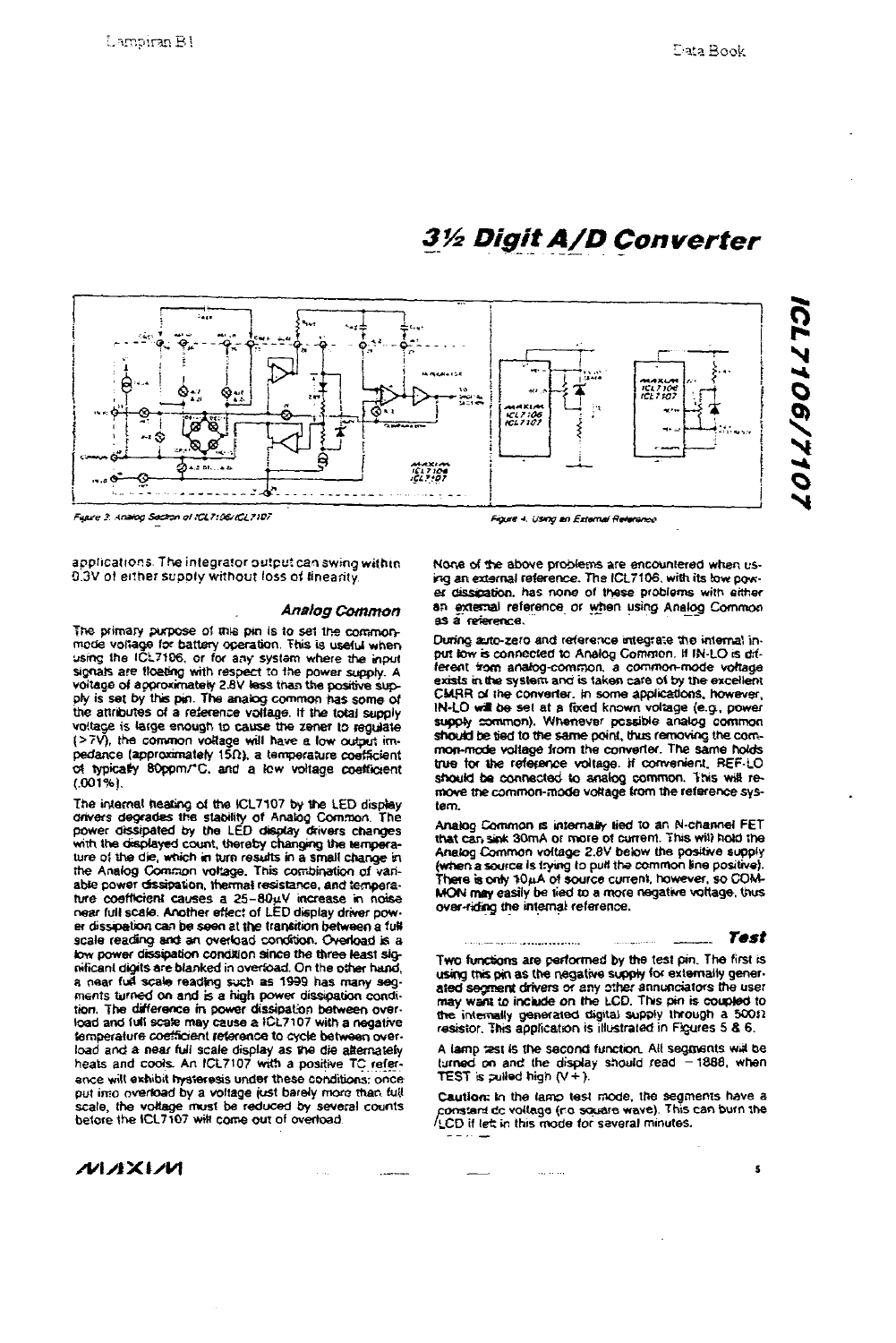# 3½ Digit A/D Converter

# ICL7106/7107

Figure 3. Analog Section of ICL7106/ICL7107

Figure 4. Using an External Reference

applications. The integrator output can swing within 0.3V of either supply without loss of linearity.

### Analog Common

The primary purpose of this pin is to set the common-mode voltage for battery operation. This is useful when using the ICL7106, or for any system where the input signals are floating with respect to the power supply. A voltage of approximately 2.8V less than the positive supply is set by this pin. The analog common has some of the attributes of a reference voltage. If the total supply voltage is large enough to cause the zener to regulate (>7V), the common voltage will have a low output impedance (approximately 15Ω), a temperature coefficient of typically 80ppm/°C, and a low voltage coefficient (.001%).

The internal heating of the ICL7107 by the LED display drivers degrades the stability of Analog Common. The power dissipated by the LED display drivers changes with the displayed count, thereby changing the temperature of the die, which in turn results in a small change in the Analog Common voltage. This combination of variable power dissipation, thermal resistance, and temperature coefficient causes a 25–80μV increase in noise near full scale. Another effect of LED display driver power dissipation can be seen at the transition between a full scale reading and an overload condition. Overload is a low power dissipation condition since the three least significant digits are blanked in overload. On the other hand, a near full scale reading such as 1999 has many segments turned on and is a high power dissipation condition. The difference in power dissipation between overload and full scale may cause a ICL7107 with a negative temperature coefficient reference to cycle between overload and a near full scale display as the die alternately heats and cools. An ICL7107 with a positive TC reference will exhibit hysteresis under these conditions: once put into overload by a voltage just barely more than full scale, the voltage must be reduced by several counts before the ICL7107 will come out of overload.

None of the above problems are encountered when using an external reference. The ICL7106, with its low power dissipation, has none of these problems with either an external reference or when using Analog Common as a reference.

During auto-zero and reference integrate the internal input low is connected to Analog Common. If IN-LO is different from analog-common, a common-mode voltage exists in the system and is taken care of by the excellent CMRR of the converter. In some applications, however, IN-LO will be set at a fixed known voltage (e.g., power supply common). Whenever possible analog common should be tied to the same point, thus removing the common-mode voltage from the converter. The same holds true for the reference voltage. If convenient, REF-LO should be connected to analog common. This will remove the common-mode voltage from the reference system.

Analog Common is internally tied to an N-channel FET that can sink 30mA or more of current. This will hold the Analog Common voltage 2.8V below the positive supply (when a source is trying to pull the common line positive). There is only 10μA of source current, however, so COMMON may easily be tied to a more negative voltage, thus over-riding the internal reference.

### Test

Two functions are performed by the test pin. The first is using this pin as the negative supply for externally generated segment drivers or any other annunciators the user may want to include on the LCD. This pin is coupled to the internally generated digital supply through a 500Ω resistor. This application is illustrated in Figures 5 & 6.

A lamp test is the second function. All segments will be turned on and the display should read −1888, when TEST is pulled high (V+).

**Caution:** In the lamp test mode, the segments have a constant dc voltage (no square wave). This can burn the LCD if left in this mode for several minutes.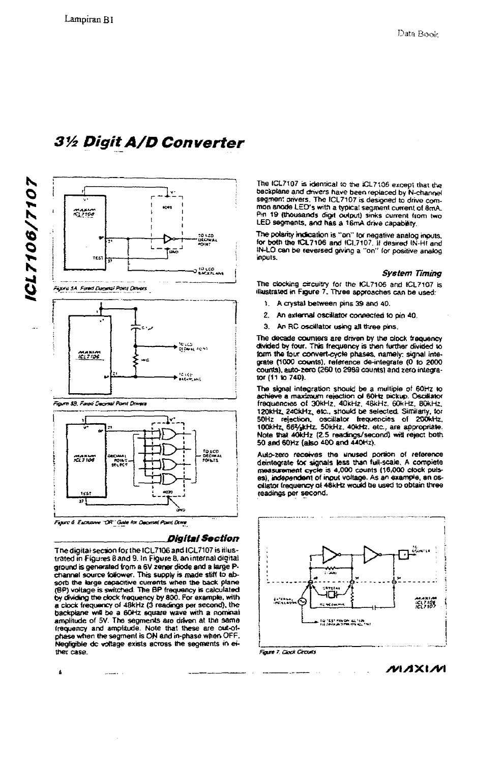# 3½ Digit A/D Converter

ICL7106/7107

TO LCD DECIMAL POINT

TO LCD BACKPLANE

Figure 5A. Fixed Decimal Point Drivers

TO LCD DECIMAL POINT

TO LCD BACKPLANE

Figure 5B. Fixed Decimal Point Drivers

DECIMAL POINT SELECT

TO LCD DECIMAL POINTS

Figure 6. Exclusive "OR" Gate for Decimal Point Drive

## Digital Section

The digital section for the ICL7106 and ICL7107 is illustrated in Figures 8 and 9. In Figure 8, an internal digital ground is generated from a 6V zener diode and a large P-channel source follower. This supply is made stiff to absorb the large capacitive currents when the back plane (BP) voltage is switched. The BP frequency is calculated by dividing the clock frequency by 800. For example, with a clock frequency of 48kHz (3 readings per second), the backplane will be a 60Hz square wave with a nominal amplitude of 5V. The segments are driven at the same frequency and amplitude. Note that these are out-of-phase when the segment is ON and in-phase when OFF. Negligible dc voltage exists across the segments in either case.

The ICL7107 is identical to the ICL7106 except that the backplane and drivers have been replaced by N-channel segment drivers. The ICL7107 is designed to drive common anode LED's with a typical segment current of 8mA. Pin 19 (thousands digit output) sinks current from two LED segments, and has a 16mA drive capability.

The polarity indication is "on" for negative analog inputs, for both the ICL7106 and ICL7107. If desired IN-HI and IN-LO can be reversed giving a "on" for positive analog inputs.

### System Timing

The clocking circuitry for the ICL7106 and ICL7107 is illustrated in Figure 7. Three approaches can be used:

1. A crystal between pins 39 and 40.
2. An external oscillator connected to pin 40.
3. An RC oscillator using all three pins.

The decade counters are driven by the clock frequency divided by four. This frequency is then further divided to form the four convert-cycle phases, namely: signal integrate (1000 counts), reference de-integrate (0 to 2000 counts), auto-zero (260 to 2989 counts) and zero integrator (11 to 740).

The signal integration should be a multiple of 60Hz to achieve a maximum rejection of 60Hz pickup. Oscillator frequencies of 30kHz, 40kHz, 48kHz, 60kHz, 80kHz, 120kHz, 240kHz, etc., should be selected. Similarly, for 50Hz rejection, oscillator frequencies of 200kHz, 100kHz, 66⅔kHz, 50kHz, 40kHz, etc., are appropriate. Note that 40kHz (2.5 readings/second) will reject both 50 and 60Hz (also 400 and 440Hz).

Auto-zero receives the unused portion of reference deintegrate for signals less than full-scale. A complete measurement cycle is 4,000 counts (16,000 clock pulses), independent of input voltage. As an example, an oscillator frequency of 48kHz would be used to obtain three readings per second.

Figure 7. Clock Circuits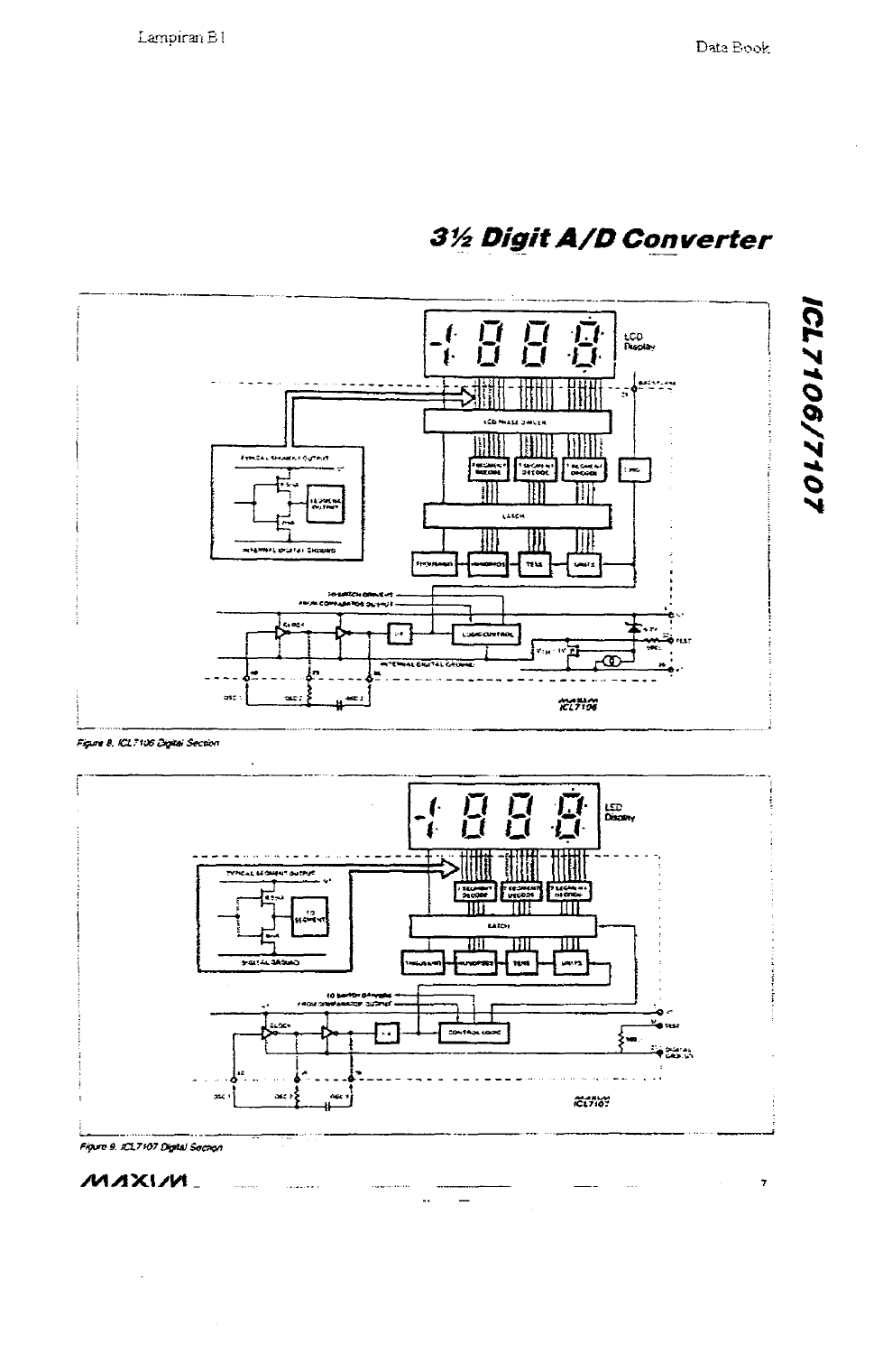# 3½ Digit A/D Converter

Figure 8. ICL7106 Digital Section

Figure 9. ICL7107 Digital Section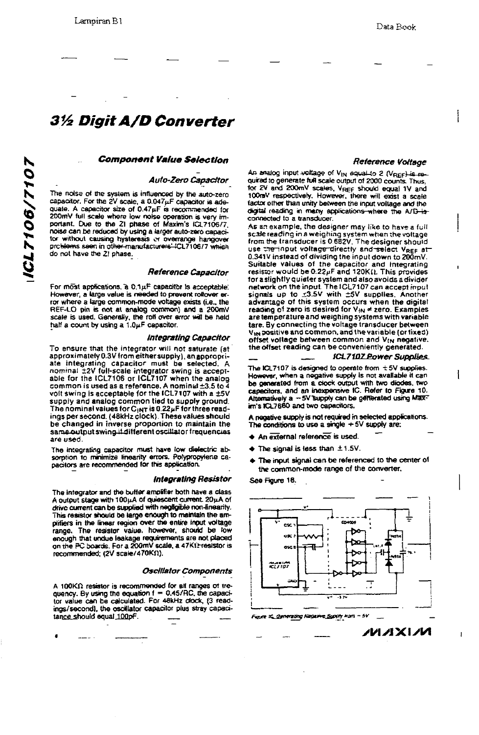# 3½ Digit A/D Converter

ICL7106/7107

## Component Value Selection

### Auto-Zero Capacitor

The noise of the system is influenced by the auto-zero capacitor. For the 2V scale, a 0.047µF capacitor is adequate. A capacitor size of 0.47µF is recommended for 200mV full scale where low noise operation is very important. Due to the ZI phase of Maxim's ICL7106/7, noise can be reduced by using a larger auto-zero capacitor without causing hysteresis or overrange hangover problems seen in other manufacturers' ICL7106/7 which do not have the ZI phase.

### Reference Capacitor

For most applications, a 0.1µF capacitor is acceptable. However, a large value is needed to prevent rollover error where a large common-mode voltage exists (i.e., the REF-LO pin is not at analog common) and a 200mV scale is used. Generally, the roll over error will be held half a count by using a 1.0µF capacitor.

### Integrating Capacitor

To ensure that the integrator will not saturate (at approximately 0.3V from either supply), an appropriate integrating capacitor must be selected. A nominal ±2V full-scale integrator swing is acceptable for the ICL7106 or ICL7107 when the analog common is used as a reference. A nominal ±3.5 to 4 volt swing is acceptable for the ICL7107 with a ±5V supply and analog common tied to supply ground. The nominal values for $C_{INT}$ is 0.22µF for three readings per second. (48kHz clock). These values should be changed in inverse proportion to maintain the same output swing if different oscillator frequencies are used.

The integrating capacitor must have low dielectric absorption to minimize linearity errors. Polypropylene capacitors are recommended for this application.

### Integrating Resistor

The integrator and the buffer amplifier both have a class A output stage with 100µA of quiescent current. 20µA of drive current can be supplied with negligible non-linearity. This resistor should be large enough to maintain the amplifiers in the linear region over the entire input voltage range. The resistor value, however, should be low enough that undue leakage requirements are not placed on the PC boards. For a 200mV scale, a 47KΩ resistor is recommended; (2V scale/470KΩ).

### Oscillator Components

A 100KΩ resistor is recommended for all ranges of frequency. By using the equation $f = 0.45/RC$, the capacitor value can be calculated. For 48kHz clock, (3 readings/second), the oscillator capacitor plus stray capacitance should equal 100pF.

### Reference Voltage

An analog input voltage of $V_{IN}$ equal to 2 ($V_{REF}$) is required to generate full scale output of 2000 counts. Thus, for 2V and 200mV scales, $V_{REF}$ should equal 1V and 100mV respectively. However, there will exist a scale factor other than unity between the input voltage and the digital reading in many applications where the A/D is connected to a transducer.

As an example, the designer may like to have a full scale reading in a weighing system when the voltage from the transducer is 0.682V. The designer should use the input voltage directly and select $V_{REF}$ at 0.341V instead of dividing the input down to 200mV. Suitable values of the capacitor and integrating resistor would be 0.22µF and 120KΩ. This provides for a slightly quieter system and also avoids a divider network on the input. The ICL7107 can accept input signals up to ±3.5V with ±5V supplies. Another advantage of this system occurs when the digital reading of zero is desired for $V_{IN} \neq$ zero. Examples are temperature and weighing systems with variable tare. By connecting the voltage transducer between $V_{IN}$ positive and common, and the variable (or fixed) offset voltage between common and $V_{IN}$ negative, the offset reading can be conveniently generated.

### ICL7107 Power Supplies

The ICL7107 is designed to operate from ±5V supplies. However, when a negative supply is not available it can be generated from a clock output with two diodes, two capacitors, and an inexpensive IC. Refer to Figure 10. Alternatively a −5V supply can be generated using Maxim's ICL7660 and two capacitors.

A negative supply is not required in selected applications. The conditions to use a single +5V supply are:

- An external reference is used.
- The signal is less than ±1.5V.
- The input signal can be referenced to the center of the common-mode range of the converter.

See Figure 18.

V+
OSC 1
OSC 2
OSC 3
MAXIM ICL7107
GND
V−
CD4009
1N914
47µF
1N914
10µF
V− = −3.3V

Figure 10. Generating Negative Supply from +5V

MAXIM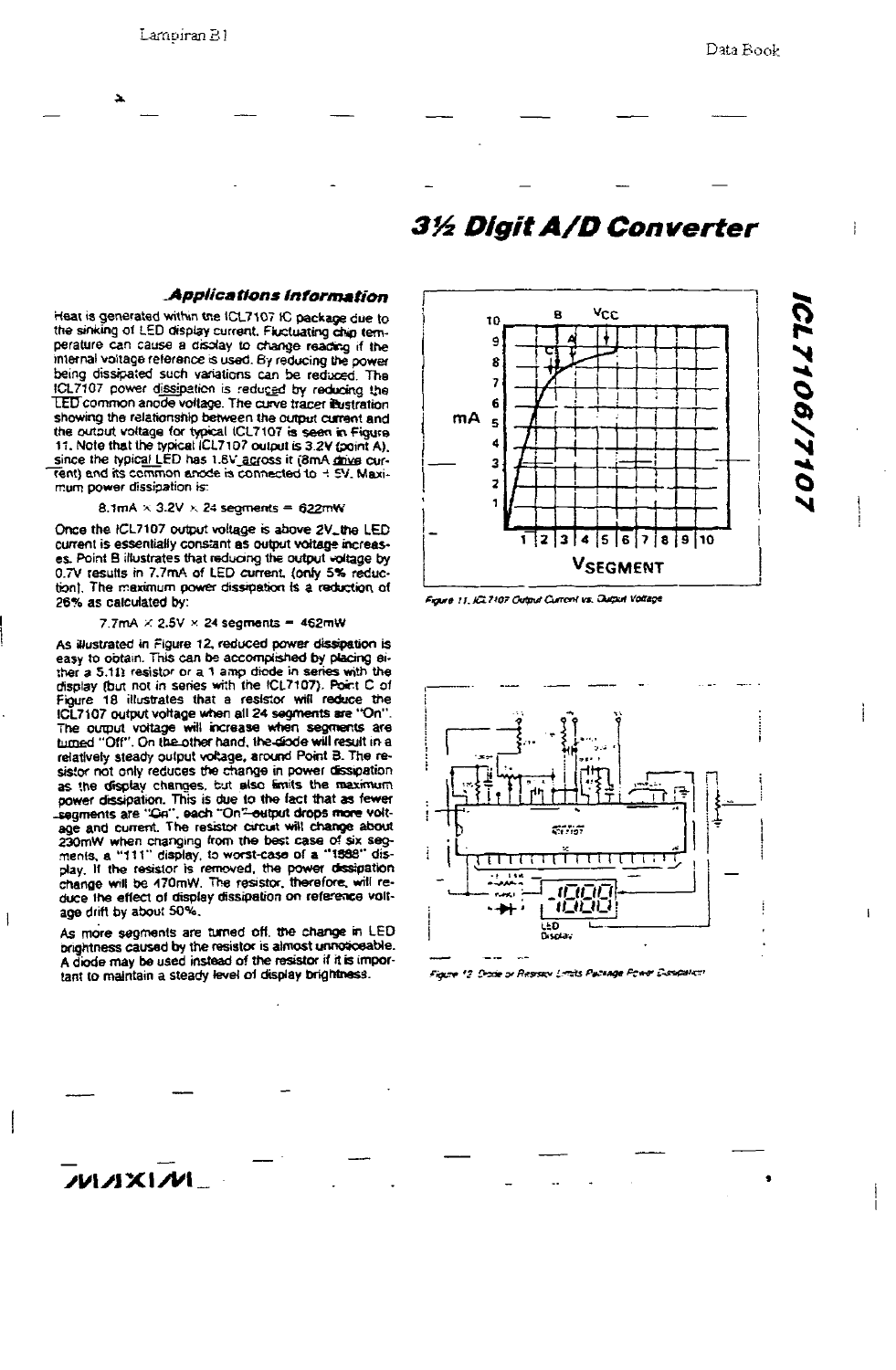# 3½ Digit A/D Converter

## Applications Information

Heat is generated within the ICL7107 IC package due to the sinking of LED display current. Fluctuating chip temperature can cause a display to change reading if the internal voltage reference is used. By reducing the power being dissipated such variations can be reduced. The ICL7107 power dissipation is reduced by reducing the LED common anode voltage. The curve tracer illustration showing the relationship between the output current and the output voltage for typical ICL7107 is seen in Figure 11. Note that the typical ICL7107 output is 3.2V (point A), since the typical LED has 1.8V across it (8mA drive current) and its common anode is connected to +5V. Maximum power dissipation is:

8.1mA × 3.2V × 24 segments = 622mW

Once the ICL7107 output voltage is above 2V, the LED current is essentially constant as output voltage increases. Point B illustrates that reducing the output voltage by 0.7V results in 7.7mA of LED current, (only 5% reduction). The maximum power dissipation is a reduction of 26% as calculated by:

7.7mA × 2.5V × 24 segments = 462mW

As illustrated in Figure 12, reduced power dissipation is easy to obtain. This can be accomplished by placing either a 5.1Ω resistor or a 1 amp diode in series with the display (but not in series with the ICL7107). Point C of Figure 18 illustrates that a resistor will reduce the ICL7107 output voltage when all 24 segments are "On". The output voltage will increase when segments are turned "Off". On the other hand, the diode will result in a relatively steady output voltage, around Point B. The resistor not only reduces the change in power dissipation as the display changes, but also limits the maximum power dissipation. This is due to the fact that as fewer segments are "On", each "On" output drops more voltage and current. The resistor circuit will change about 230mW when changing from the best case of six segments, a "111" display, to worst-case of a "1888" display. If the resistor is removed, the power dissipation change will be 470mW. The resistor, therefore, will reduce the effect of display dissipation on reference voltage drift by about 50%.

As more segments are turned off, the change in LED brightness caused by the resistor is almost unnoticeable. A diode may be used instead of the resistor if it is important to maintain a steady level of display brightness.

mA
10
9
8
7
6
5
4
3
2
1
B
Vcc
A
C
1 2 3 4 5 6 7 8 9 10
$V_{SEGMENT}$

Figure 11. ICL7107 Output Current vs. Output Voltage

ICL7107
LED Display

Figure 12. Diode or Resistor Limits Package Power Dissipation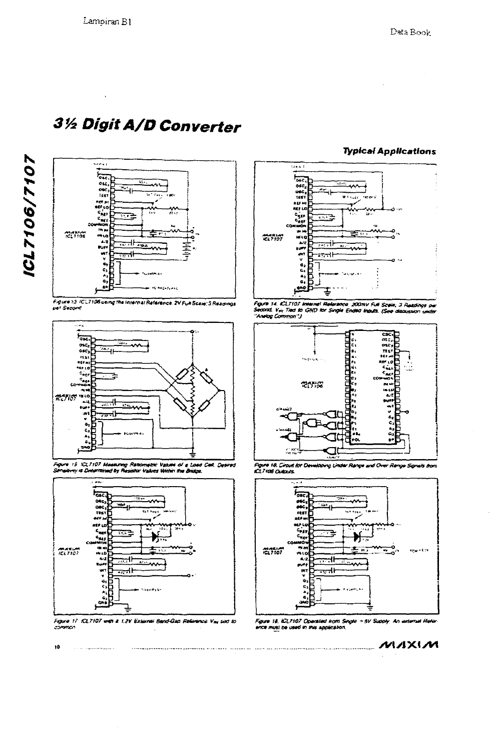Lampiran B1

Data Book

# 3½ Digit A/D Converter

ICL7106/7107

## Typical Applications

Figure 13 ICL7106 using the Internal Reference. 2V Full Scale; 3 Readings per Second

Figure 14. ICL7107 Internal Reference. 200mV Full Scale; 3 Readings per Second. $V_{IN}$ Tied to GND for Single Ended Inputs. (See discussion under "Analog Common".)

Figure 15 ICL7107 Measuring Ratiometric Values of a Load Cell. Desired Sensitivity is Determined by Resistor Values Within the Bridge.

Figure 16. Circuit for Developing Under Range and Over Range Signals from ICL7106 Outputs.

Figure 17 ICL7107 with a 1.2V External Band-Gap Reference. $V_{IN}$ tied to common

Figure 18. ICL7107 Operated from Single +5V Supply. An external Reference must be used in this application.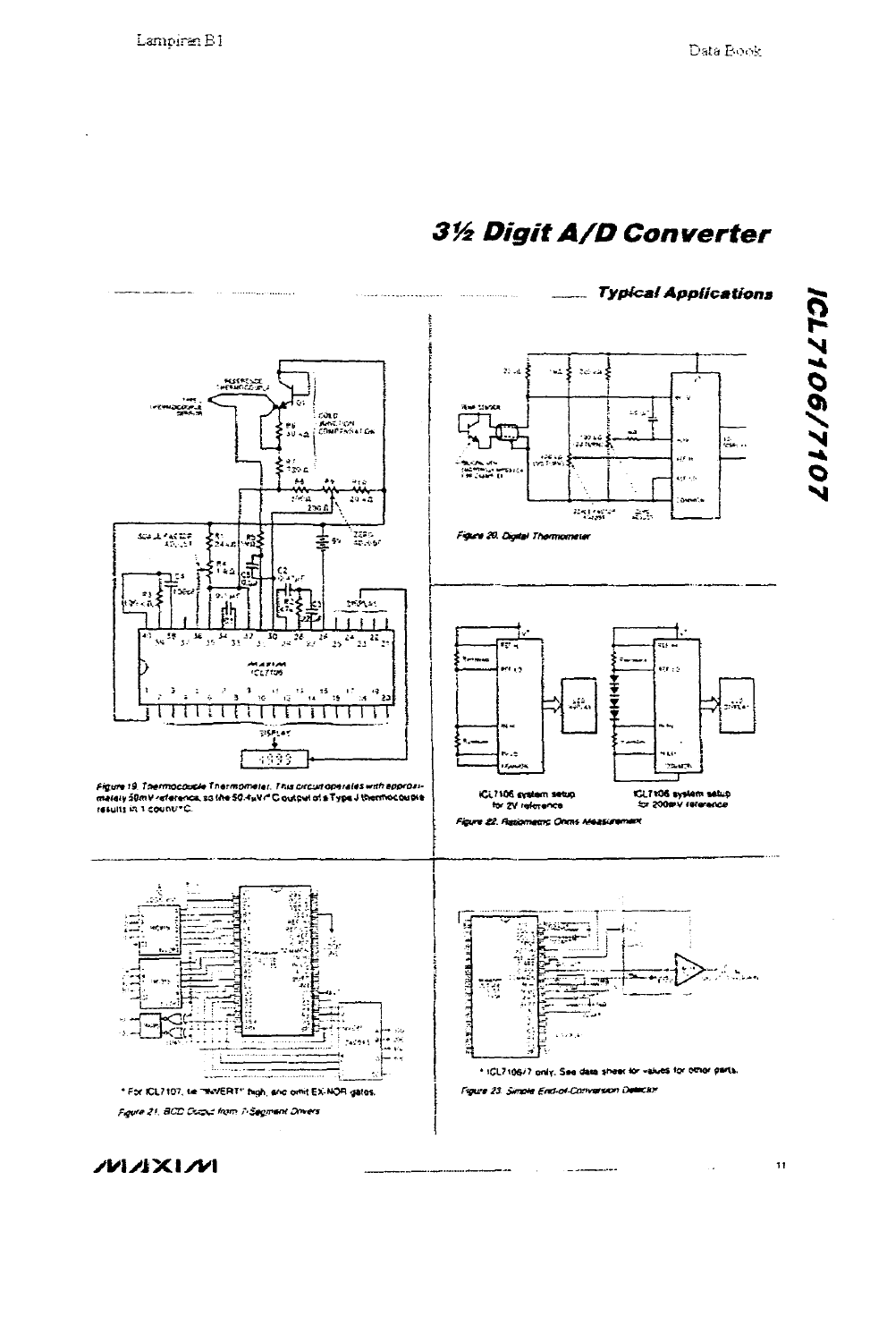# 3½ Digit A/D Converter

## Typical Applications

ICL7106/7107

Figure 19. Thermocouple Thermometer. This circuit operates with approximately 50mV reference, so the 50.4µV/°C output of a Type J thermocouple results in 1 count/°C.

Figure 20. Digital Thermometer

ICL7106 system setup for 2V reference

ICL7106 system setup for 200mV reference

Figure 22. Ratiometric Ohms Measurement

* For ICL7107, tie "INVERT" high, and omit EX-NOR gates.

Figure 21. BCD Output from 7-Segment Drivers

* ICL7106/7 only. See data sheet for values for other parts.

Figure 23. Simple End-of-Conversion Detector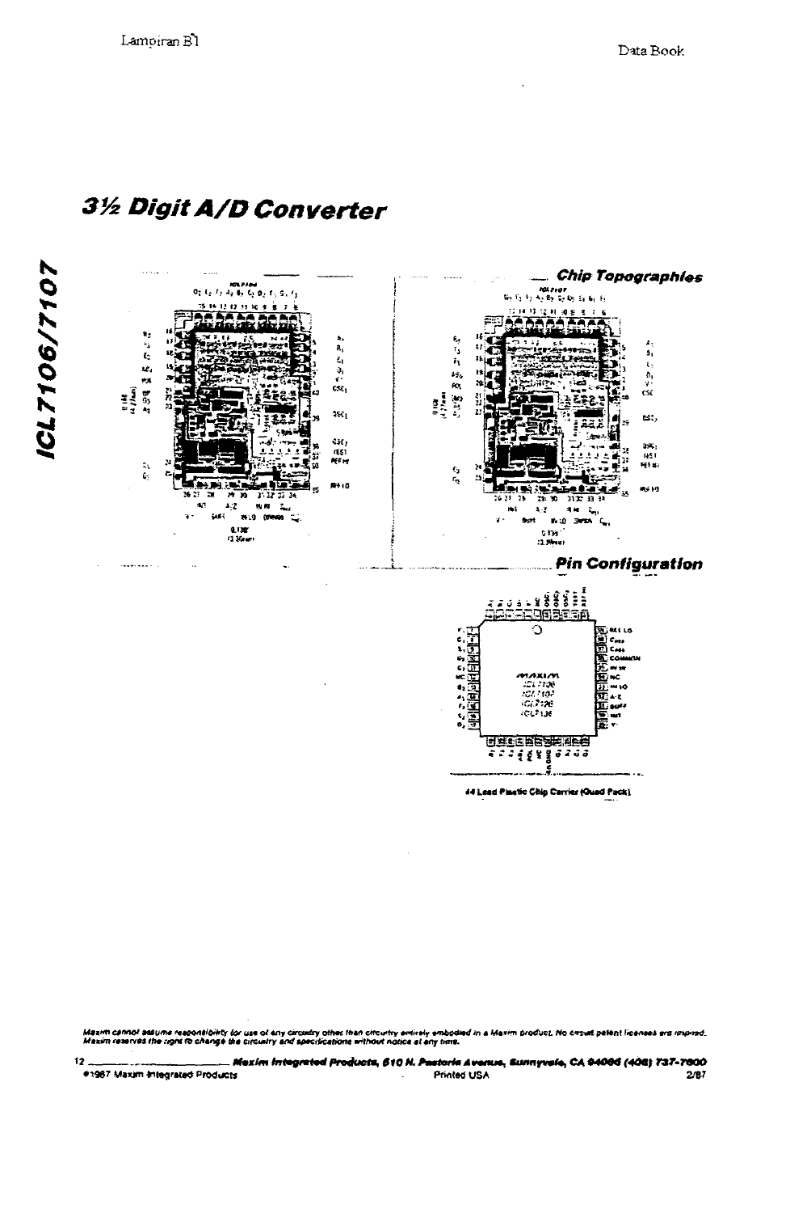# 3½ Digit A/D Converter

## ICL7106/7107

### Chip Topographies

### Pin Configuration

44 Lead Plastic Chip Carrier (Quad Pack)

*Maxim cannot assume responsibility for use of any circuitry other than circuitry entirely embodied in a Maxim product. No circuit patent licenses are implied. Maxim reserves the right to change the circuitry and specifications without notice at any time.*

**Maxim Integrated Products, 510 N. Pastoria Avenue, Sunnyvale, CA 94086 (408) 737-7600**

©1987 Maxim Integrated Products — Printed USA — 2/87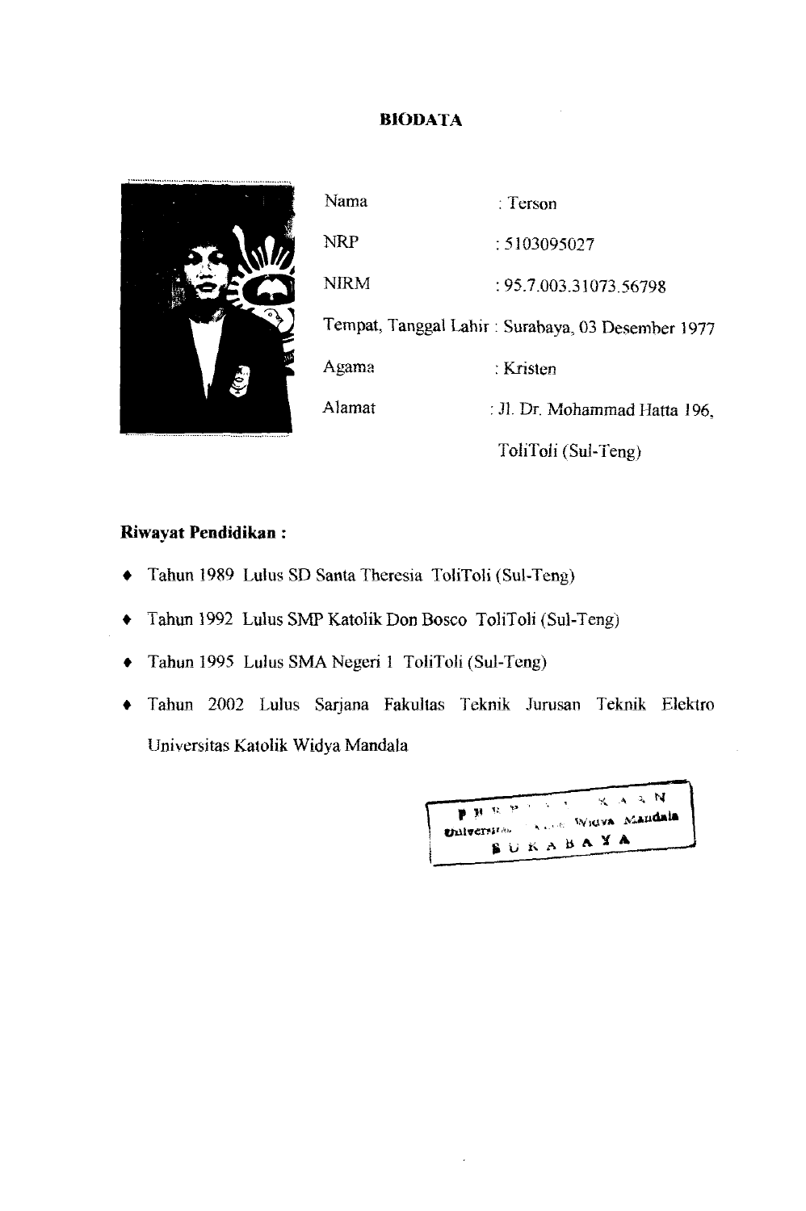# BIODATA

Nama : Terson

NRP : 5103095027

NIRM : 95.7.003.31073.56798

Tempat, Tanggal Lahir : Surabaya, 03 Desember 1977

Agama : Kristen

Alamat : Jl. Dr. Mohammad Hatta 196, ToliToli (Sul-Teng)

**Riwayat Pendidikan :**

- Tahun 1989 Lulus SD Santa Theresia ToliToli (Sul-Teng)
- Tahun 1992 Lulus SMP Katolik Don Bosco ToliToli (Sul-Teng)
- Tahun 1995 Lulus SMA Negeri 1 ToliToli (Sul-Teng)
- Tahun 2002 Lulus Sarjana Fakultas Teknik Jurusan Teknik Elektro Universitas Katolik Widya Mandala